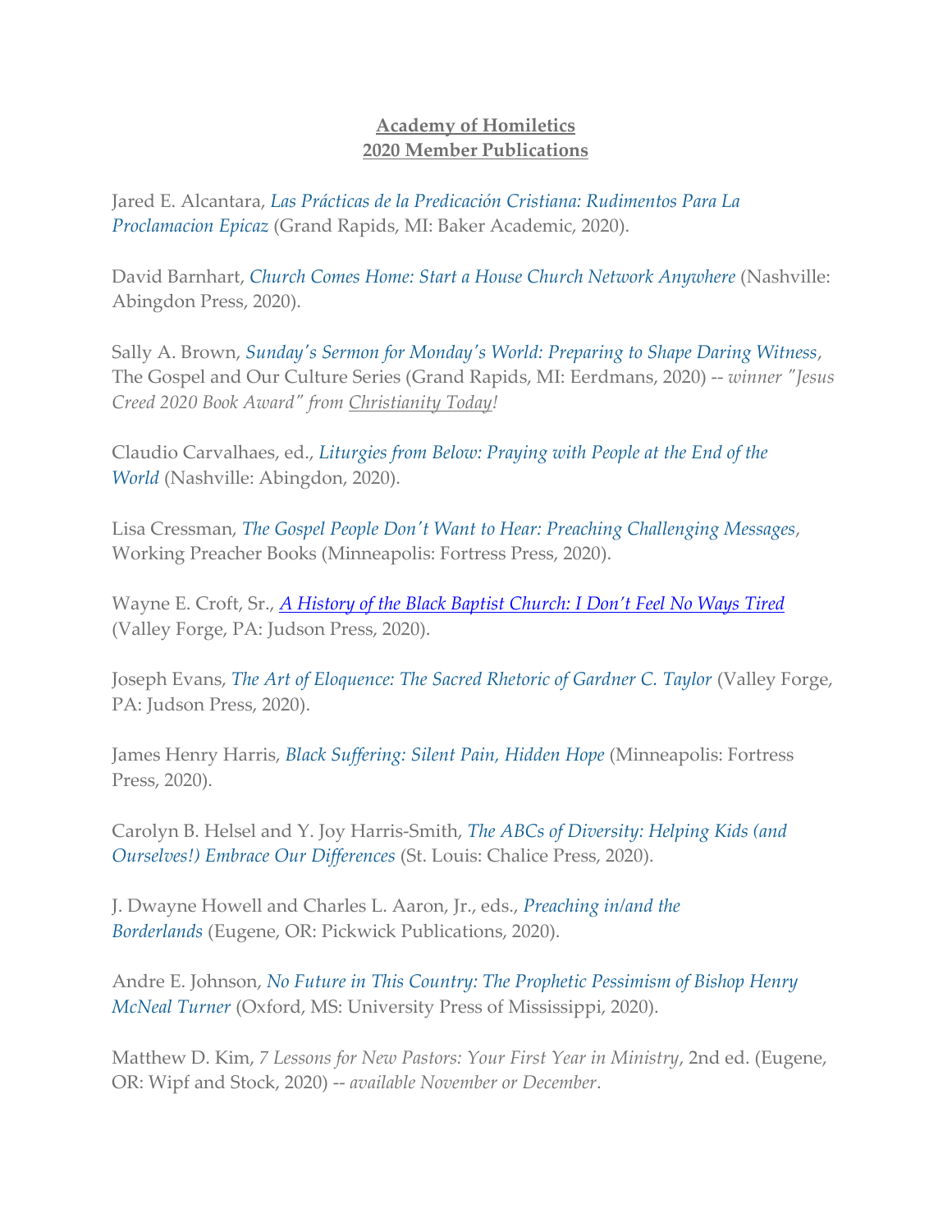**Academy of Homiletics**
**2020 Member Publications**

Jared E. Alcantara, *Las Prácticas de la Predicación Cristiana: Rudimentos Para La Proclamacion Epicaz* (Grand Rapids, MI: Baker Academic, 2020).

David Barnhart, *Church Comes Home: Start a House Church Network Anywhere* (Nashville: Abingdon Press, 2020).

Sally A. Brown, *Sunday's Sermon for Monday's World: Preparing to Shape Daring Witness*, The Gospel and Our Culture Series (Grand Rapids, MI: Eerdmans, 2020) -- *winner "Jesus Creed 2020 Book Award" from Christianity Today!*

Claudio Carvalhaes, ed., *Liturgies from Below: Praying with People at the End of the World* (Nashville: Abingdon, 2020).

Lisa Cressman, *The Gospel People Don't Want to Hear: Preaching Challenging Messages*, Working Preacher Books (Minneapolis: Fortress Press, 2020).

Wayne E. Croft, Sr., *A History of the Black Baptist Church: I Don't Feel No Ways Tired* (Valley Forge, PA: Judson Press, 2020).

Joseph Evans, *The Art of Eloquence: The Sacred Rhetoric of Gardner C. Taylor* (Valley Forge, PA: Judson Press, 2020).

James Henry Harris, *Black Suffering: Silent Pain, Hidden Hope* (Minneapolis: Fortress Press, 2020).

Carolyn B. Helsel and Y. Joy Harris-Smith, *The ABCs of Diversity: Helping Kids (and Ourselves!) Embrace Our Differences* (St. Louis: Chalice Press, 2020).

J. Dwayne Howell and Charles L. Aaron, Jr., eds., *Preaching in/and the Borderlands* (Eugene, OR: Pickwick Publications, 2020).

Andre E. Johnson, *No Future in This Country: The Prophetic Pessimism of Bishop Henry McNeal Turner* (Oxford, MS: University Press of Mississippi, 2020).

Matthew D. Kim, *7 Lessons for New Pastors: Your First Year in Ministry*, 2nd ed. (Eugene, OR: Wipf and Stock, 2020) -- *available November or December*.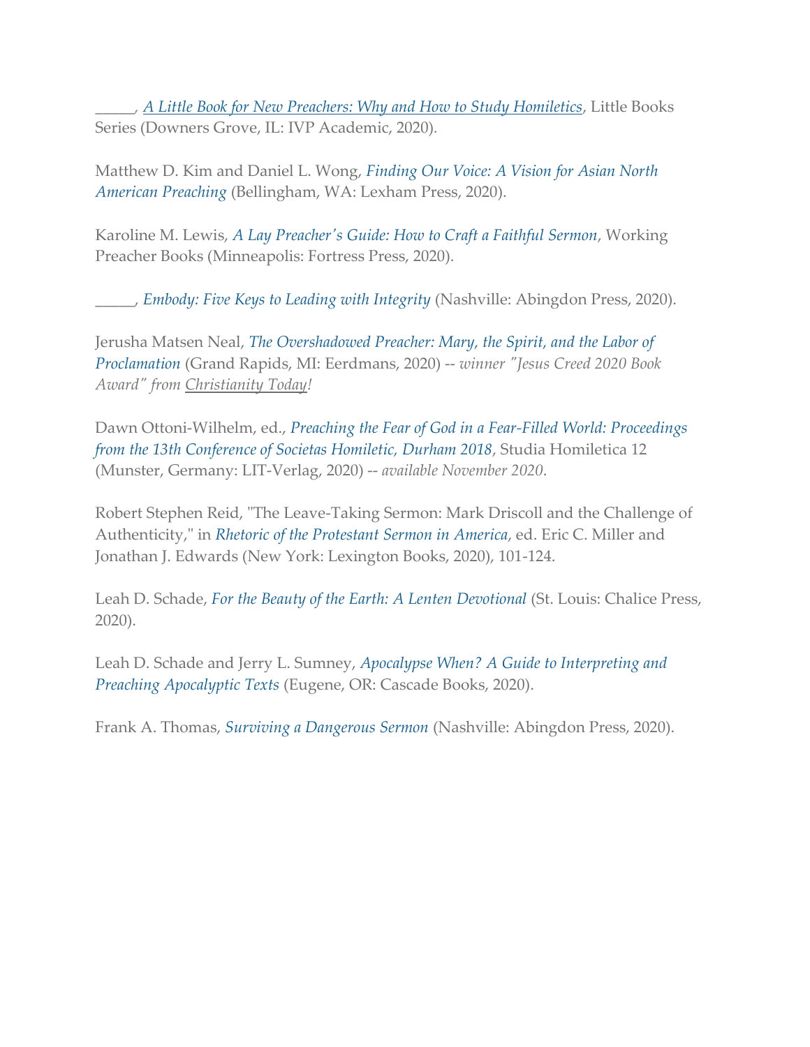\_\_\_\_\_, *A Little Book for New Preachers: Why and How to Study Homiletics*, Little Books Series (Downers Grove, IL: IVP Academic, 2020).

Matthew D. Kim and Daniel L. Wong, *Finding Our Voice: A Vision for Asian North American Preaching* (Bellingham, WA: Lexham Press, 2020).

Karoline M. Lewis, *A Lay Preacher's Guide: How to Craft a Faithful Sermon*, Working Preacher Books (Minneapolis: Fortress Press, 2020).

\_\_\_\_\_, *Embody: Five Keys to Leading with Integrity* (Nashville: Abingdon Press, 2020).

Jerusha Matsen Neal, *The Overshadowed Preacher: Mary, the Spirit, and the Labor of Proclamation* (Grand Rapids, MI: Eerdmans, 2020) -- *winner "Jesus Creed 2020 Book Award" from Christianity Today!*

Dawn Ottoni-Wilhelm, ed., *Preaching the Fear of God in a Fear-Filled World: Proceedings from the 13th Conference of Societas Homiletic, Durham 2018*, Studia Homiletica 12 (Munster, Germany: LIT-Verlag, 2020) -- *available November 2020*.

Robert Stephen Reid, "The Leave-Taking Sermon: Mark Driscoll and the Challenge of Authenticity," in *Rhetoric of the Protestant Sermon in America*, ed. Eric C. Miller and Jonathan J. Edwards (New York: Lexington Books, 2020), 101-124.

Leah D. Schade, *For the Beauty of the Earth: A Lenten Devotional* (St. Louis: Chalice Press, 2020).

Leah D. Schade and Jerry L. Sumney, *Apocalypse When? A Guide to Interpreting and Preaching Apocalyptic Texts* (Eugene, OR: Cascade Books, 2020).

Frank A. Thomas, *Surviving a Dangerous Sermon* (Nashville: Abingdon Press, 2020).